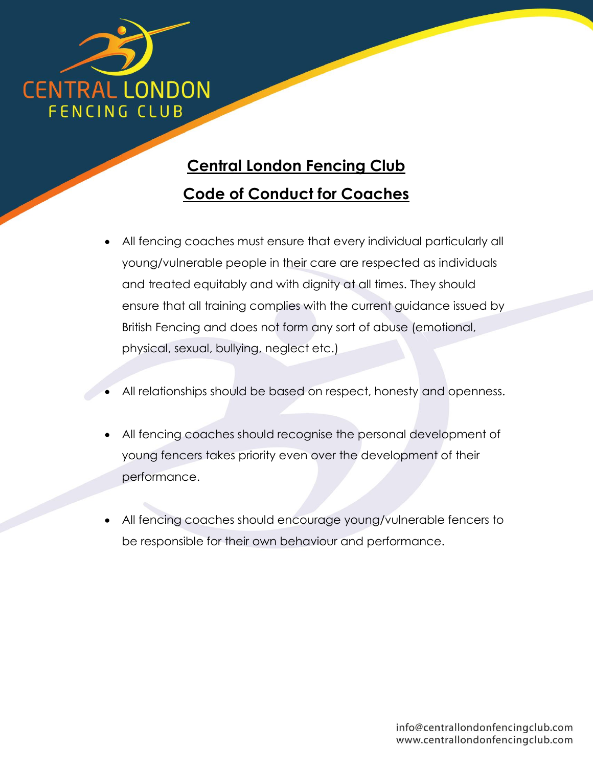CENTRAL LONDON
FENCING CLUB

# Central London Fencing Club

## Code of Conduct for Coaches

- All fencing coaches must ensure that every individual particularly all young/vulnerable people in their care are respected as individuals and treated equitably and with dignity at all times. They should ensure that all training complies with the current guidance issued by British Fencing and does not form any sort of abuse (emotional, physical, sexual, bullying, neglect etc.)

- All relationships should be based on respect, honesty and openness.

- All fencing coaches should recognise the personal development of young fencers takes priority even over the development of their performance.

- All fencing coaches should encourage young/vulnerable fencers to be responsible for their own behaviour and performance.

info@centrallondonfencingclub.com
www.centrallondonfencingclub.com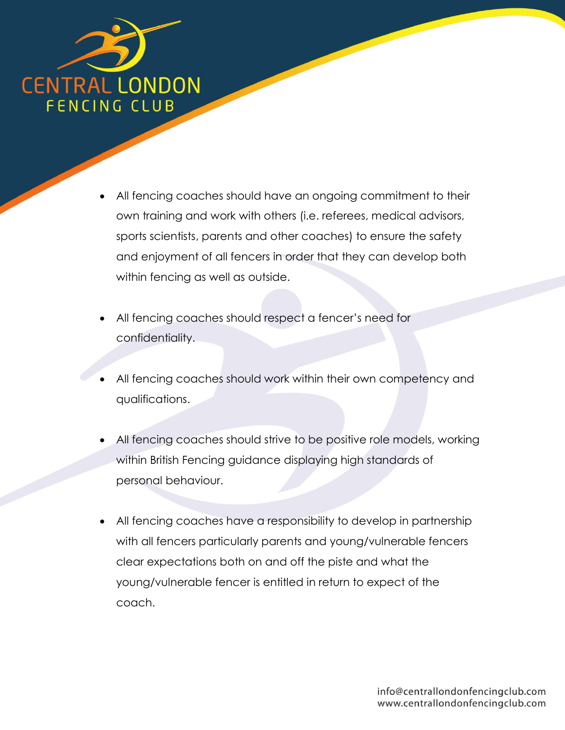- All fencing coaches should have an ongoing commitment to their own training and work with others (i.e. referees, medical advisors, sports scientists, parents and other coaches) to ensure the safety and enjoyment of all fencers in order that they can develop both within fencing as well as outside.

- All fencing coaches should respect a fencer's need for confidentiality.

- All fencing coaches should work within their own competency and qualifications.

- All fencing coaches should strive to be positive role models, working within British Fencing guidance displaying high standards of personal behaviour.

- All fencing coaches have a responsibility to develop in partnership with all fencers particularly parents and young/vulnerable fencers clear expectations both on and off the piste and what the young/vulnerable fencer is entitled in return to expect of the coach.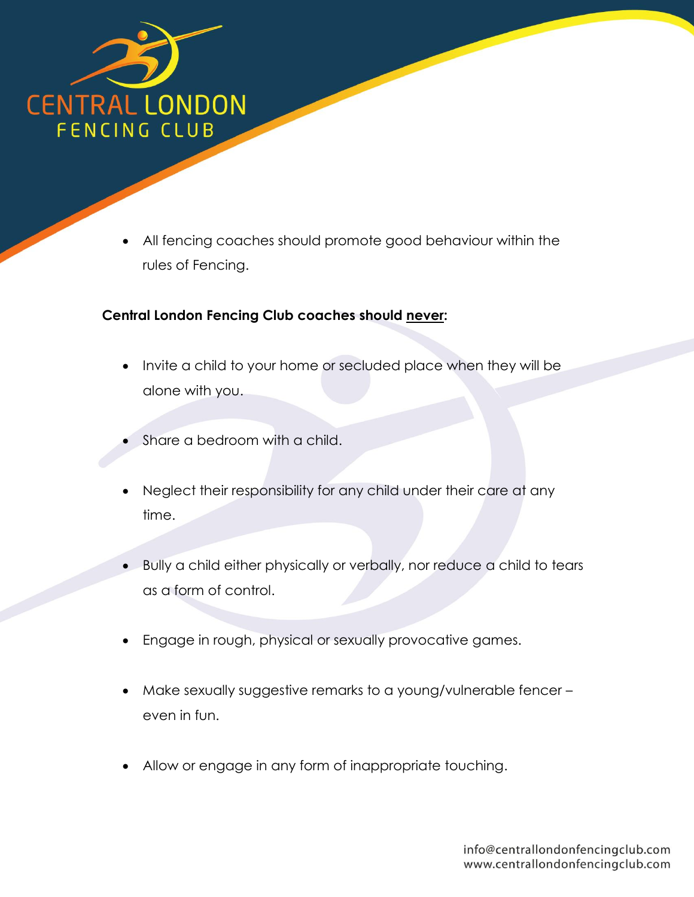- All fencing coaches should promote good behaviour within the rules of Fencing.

**Central London Fencing Club coaches should <u>never</u>:**

- Invite a child to your home or secluded place when they will be alone with you.
- Share a bedroom with a child.
- Neglect their responsibility for any child under their care at any time.
- Bully a child either physically or verbally, nor reduce a child to tears as a form of control.
- Engage in rough, physical or sexually provocative games.
- Make sexually suggestive remarks to a young/vulnerable fencer – even in fun.
- Allow or engage in any form of inappropriate touching.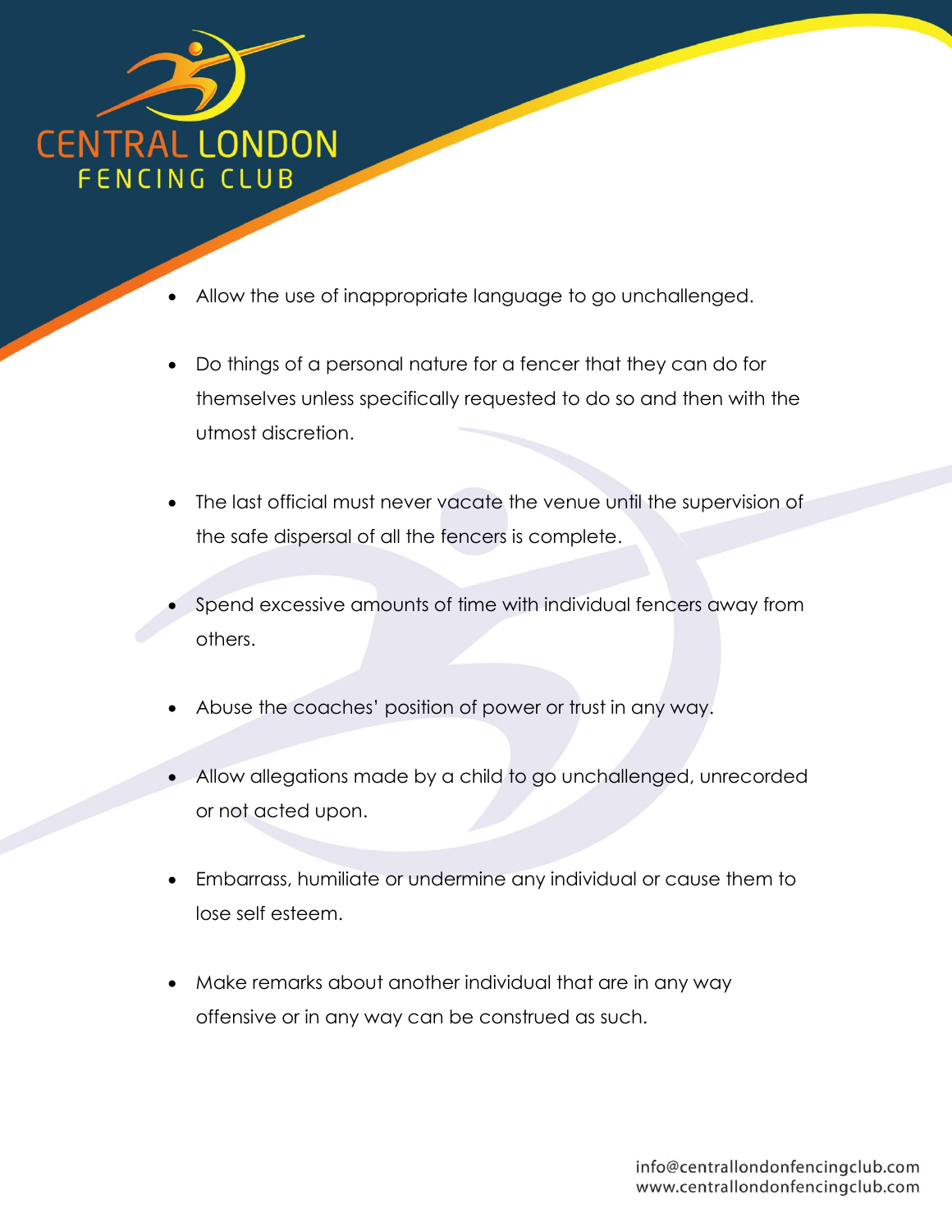- Allow the use of inappropriate language to go unchallenged.

- Do things of a personal nature for a fencer that they can do for themselves unless specifically requested to do so and then with the utmost discretion.

- The last official must never vacate the venue until the supervision of the safe dispersal of all the fencers is complete.

- Spend excessive amounts of time with individual fencers away from others.

- Abuse the coaches' position of power or trust in any way.

- Allow allegations made by a child to go unchallenged, unrecorded or not acted upon.

- Embarrass, humiliate or undermine any individual or cause them to lose self esteem.

- Make remarks about another individual that are in any way offensive or in any way can be construed as such.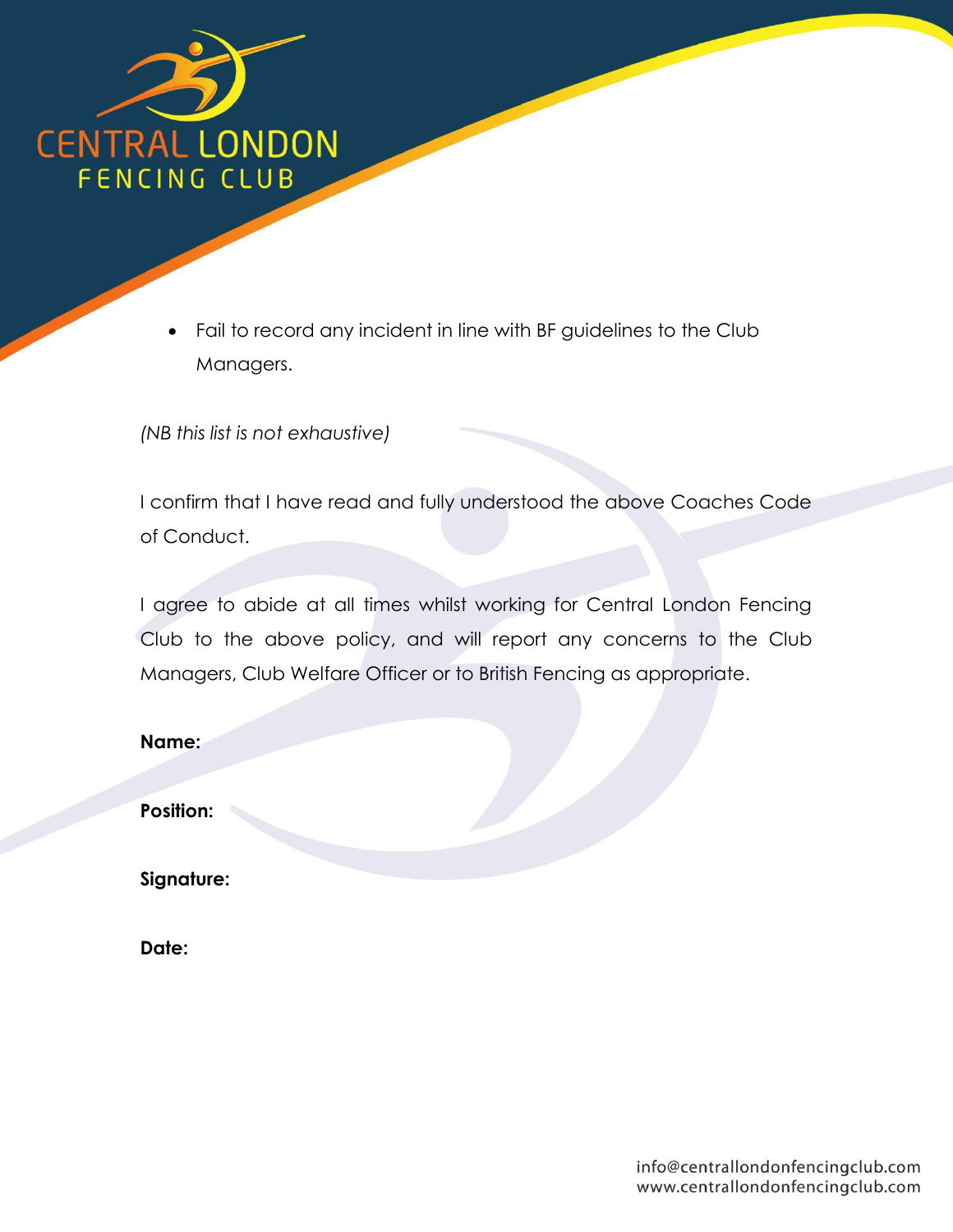- Fail to record any incident in line with BF guidelines to the Club Managers.

*(NB this list is not exhaustive)*

I confirm that I have read and fully understood the above Coaches Code of Conduct.

I agree to abide at all times whilst working for Central London Fencing Club to the above policy, and will report any concerns to the Club Managers, Club Welfare Officer or to British Fencing as appropriate.

**Name:**

**Position:**

**Signature:**

**Date:**